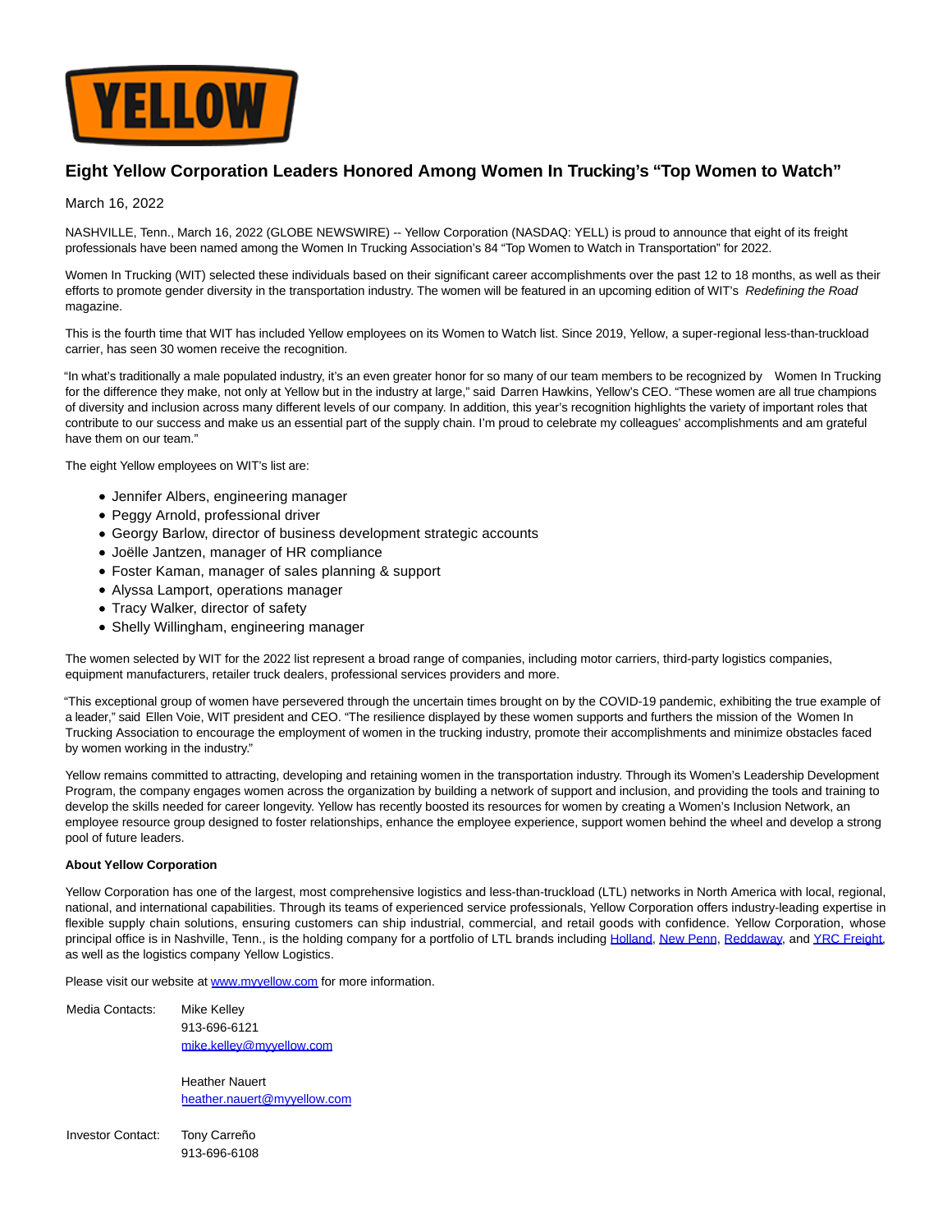# Eight Yellow Corporation Leaders Honored Among Women In Trucking's "Top Women to Watch"

March 16, 2022

NASHVILLE, Tenn., March 16, 2022 (GLOBE NEWSWIRE) -- Yellow Corporation (NASDAQ: YELL) is proud to announce that eight of its freight professionals have been named among the Women In Trucking Association's 84 "Top Women to Watch in Transportation" for 2022.

Women In Trucking (WIT) selected these individuals based on their significant career accomplishments over the past 12 to 18 months, as well as their efforts to promote gender diversity in the transportation industry. The women will be featured in an upcoming edition of WIT's *Redefining the Road* magazine.

This is the fourth time that WIT has included Yellow employees on its Women to Watch list. Since 2019, Yellow, a super-regional less-than-truckload carrier, has seen 30 women receive the recognition.

"In what's traditionally a male populated industry, it's an even greater honor for so many of our team members to be recognized by Women In Trucking for the difference they make, not only at Yellow but in the industry at large," said Darren Hawkins, Yellow's CEO. "These women are all true champions of diversity and inclusion across many different levels of our company. In addition, this year's recognition highlights the variety of important roles that contribute to our success and make us an essential part of the supply chain. I'm proud to celebrate my colleagues' accomplishments and am grateful have them on our team."

The eight Yellow employees on WIT's list are:

- Jennifer Albers, engineering manager
- Peggy Arnold, professional driver
- Georgy Barlow, director of business development strategic accounts
- Joëlle Jantzen, manager of HR compliance
- Foster Kaman, manager of sales planning & support
- Alyssa Lamport, operations manager
- Tracy Walker, director of safety
- Shelly Willingham, engineering manager

The women selected by WIT for the 2022 list represent a broad range of companies, including motor carriers, third-party logistics companies, equipment manufacturers, retailer truck dealers, professional services providers and more.

"This exceptional group of women have persevered through the uncertain times brought on by the COVID-19 pandemic, exhibiting the true example of a leader," said Ellen Voie, WIT president and CEO. "The resilience displayed by these women supports and furthers the mission of the Women In Trucking Association to encourage the employment of women in the trucking industry, promote their accomplishments and minimize obstacles faced by women working in the industry."

Yellow remains committed to attracting, developing and retaining women in the transportation industry. Through its Women's Leadership Development Program, the company engages women across the organization by building a network of support and inclusion, and providing the tools and training to develop the skills needed for career longevity. Yellow has recently boosted its resources for women by creating a Women's Inclusion Network, an employee resource group designed to foster relationships, enhance the employee experience, support women behind the wheel and develop a strong pool of future leaders.

**About Yellow Corporation**

Yellow Corporation has one of the largest, most comprehensive logistics and less-than-truckload (LTL) networks in North America with local, regional, national, and international capabilities. Through its teams of experienced service professionals, Yellow Corporation offers industry-leading expertise in flexible supply chain solutions, ensuring customers can ship industrial, commercial, and retail goods with confidence. Yellow Corporation, whose principal office is in Nashville, Tenn., is the holding company for a portfolio of LTL brands including Holland, New Penn, Reddaway, and YRC Freight, as well as the logistics company Yellow Logistics.

Please visit our website at www.myyellow.com for more information.

Media Contacts: Mike Kelley
913-696-6121
mike.kelley@myyellow.com

Heather Nauert
heather.nauert@myyellow.com

Investor Contact: Tony Carreño
913-696-6108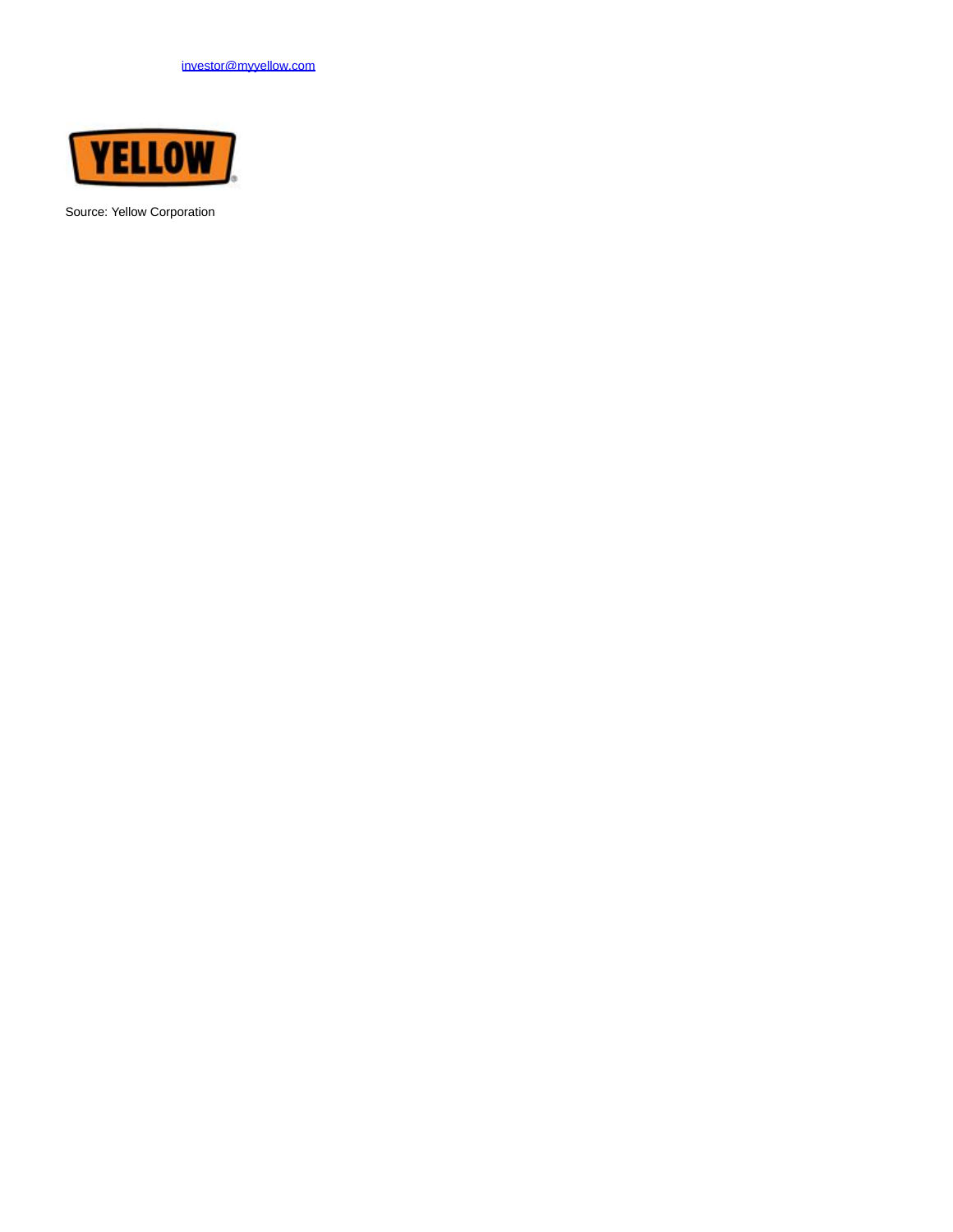investor@myyellow.com

Source: Yellow Corporation